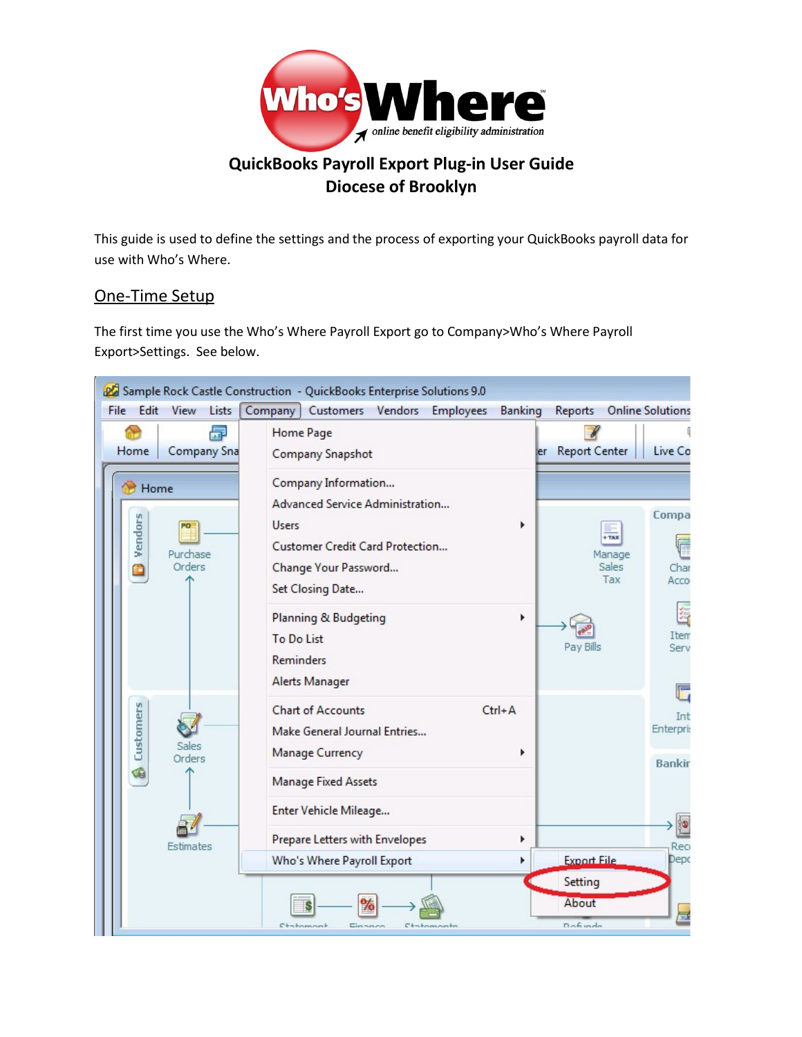# QuickBooks Payroll Export Plug-in User Guide
# Diocese of Brooklyn

This guide is used to define the settings and the process of exporting your QuickBooks payroll data for use with Who's Where.

## One-Time Setup

The first time you use the Who's Where Payroll Export go to Company>Who's Where Payroll Export>Settings. See below.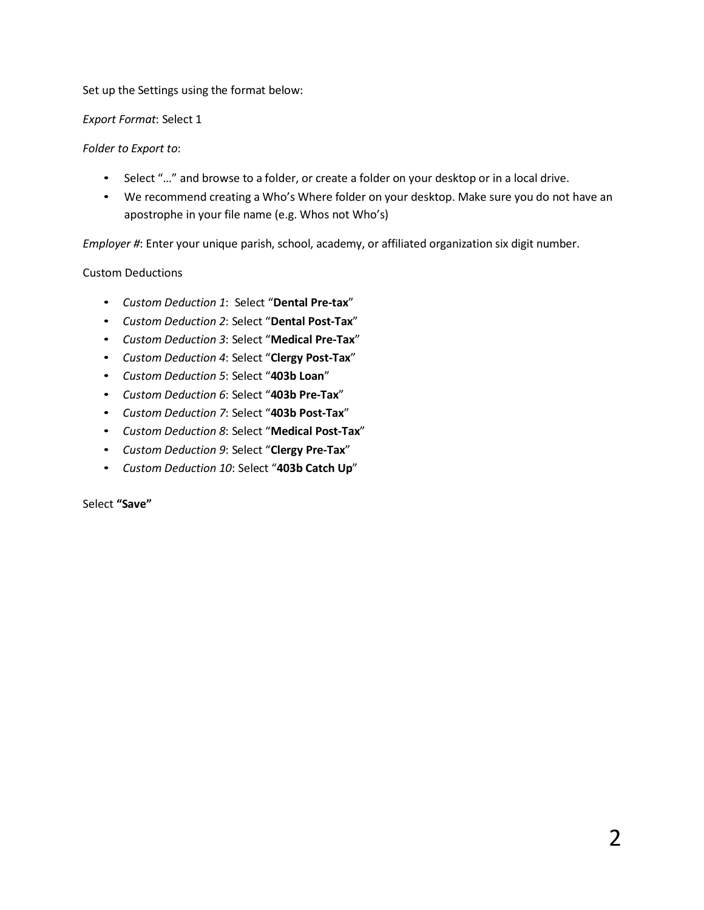Set up the Settings using the format below:

*Export Format*: Select 1

*Folder to Export to*:

- Select "…" and browse to a folder, or create a folder on your desktop or in a local drive.
- We recommend creating a Who's Where folder on your desktop. Make sure you do not have an apostrophe in your file name (e.g. Whos not Who's)

*Employer #*: Enter your unique parish, school, academy, or affiliated organization six digit number.

Custom Deductions

- *Custom Deduction 1*: Select "**Dental Pre-tax**"
- *Custom Deduction 2*: Select "**Dental Post-Tax**"
- *Custom Deduction 3*: Select "**Medical Pre-Tax**"
- *Custom Deduction 4*: Select "**Clergy Post-Tax**"
- *Custom Deduction 5*: Select "**403b Loan**"
- *Custom Deduction 6*: Select "**403b Pre-Tax**"
- *Custom Deduction 7*: Select "**403b Post-Tax**"
- *Custom Deduction 8*: Select "**Medical Post-Tax**"
- *Custom Deduction 9*: Select "**Clergy Pre-Tax**"
- *Custom Deduction 10*: Select "**403b Catch Up**"

Select **"Save"**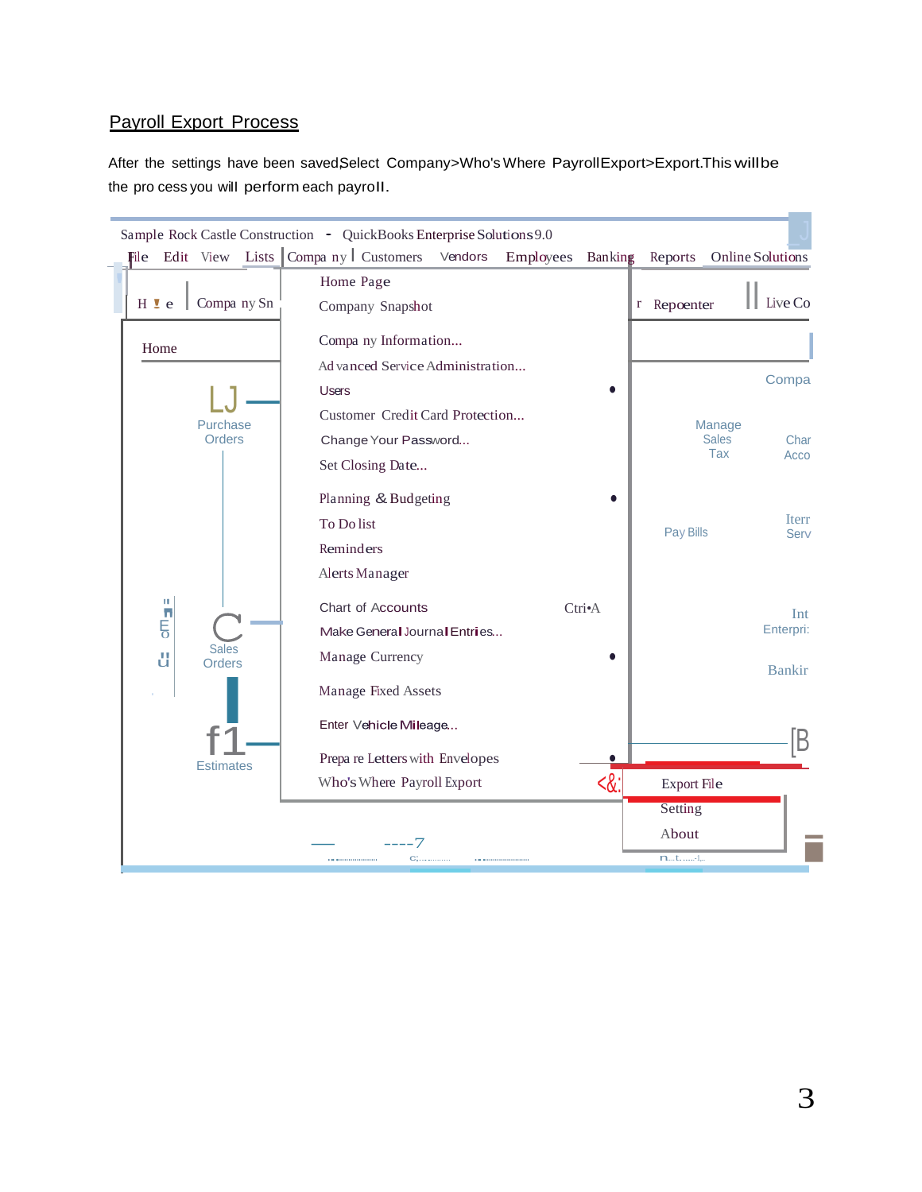## Payroll Export Process

After the settings have been saved,Select Company>Who's Where PayrollExport>Export.This willbe the pro cess you will perform each payroll.

Sample Rock Castle Construction - QuickBooks Enterprise Solutions 9.0

File Edit View Lists Company Customers Vendors Employees Banking Reports Online Solutions

- Home Page
- Company Snapshot
- Company Information...
- Advanced Service Administration...
- Users
- Customer Credit Card Protection...
- Change Your Password...
- Set Closing Date...
- Planning & Budgeting
- To Do list
- Reminders
- Alerts Manager
- Chart of Accounts Ctrl+A
- Make General Journal Entries...
- Manage Currency
- Manage Fixed Assets
- Enter Vehicle Mileage...
- Prepare Letters with Envelopes
- Who's Where Payroll Export
  - Export File
  - Setting
  - About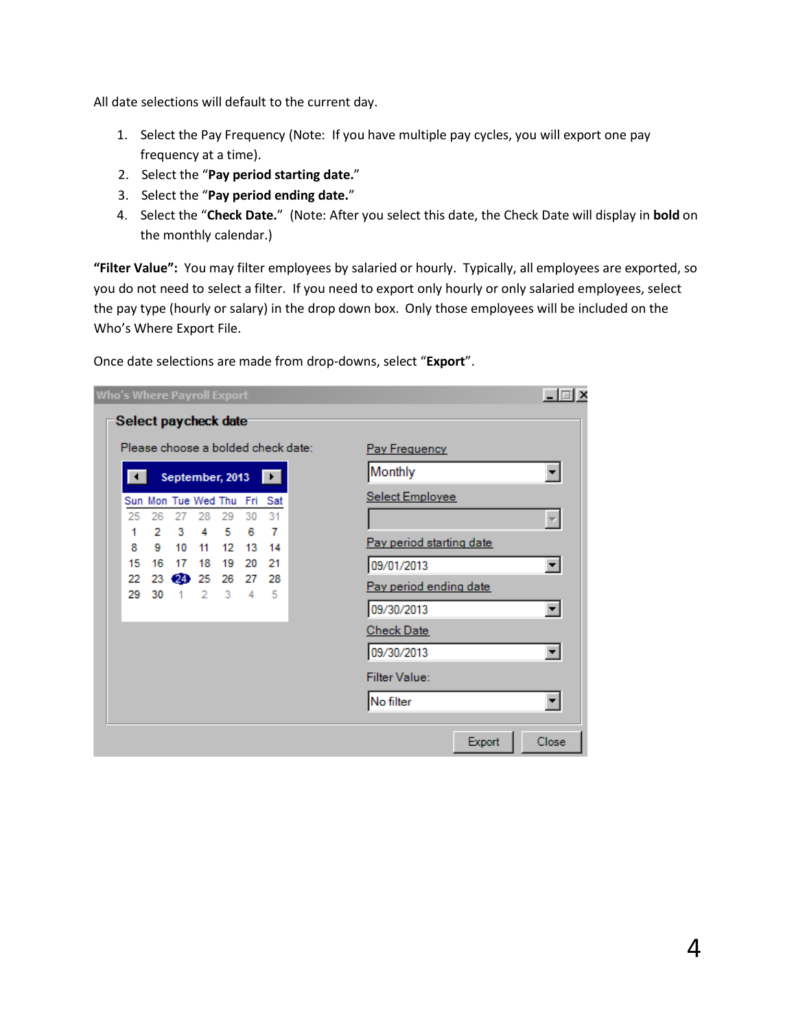All date selections will default to the current day.

1. Select the Pay Frequency (Note: If you have multiple pay cycles, you will export one pay frequency at a time).
2. Select the "**Pay period starting date.**"
3. Select the "**Pay period ending date.**"
4. Select the "**Check Date.**" (Note: After you select this date, the Check Date will display in **bold** on the monthly calendar.)

**"Filter Value":** You may filter employees by salaried or hourly. Typically, all employees are exported, so you do not need to select a filter. If you need to export only hourly or only salaried employees, select the pay type (hourly or salary) in the drop down box. Only those employees will be included on the Who's Where Export File.

Once date selections are made from drop-downs, select "**Export**".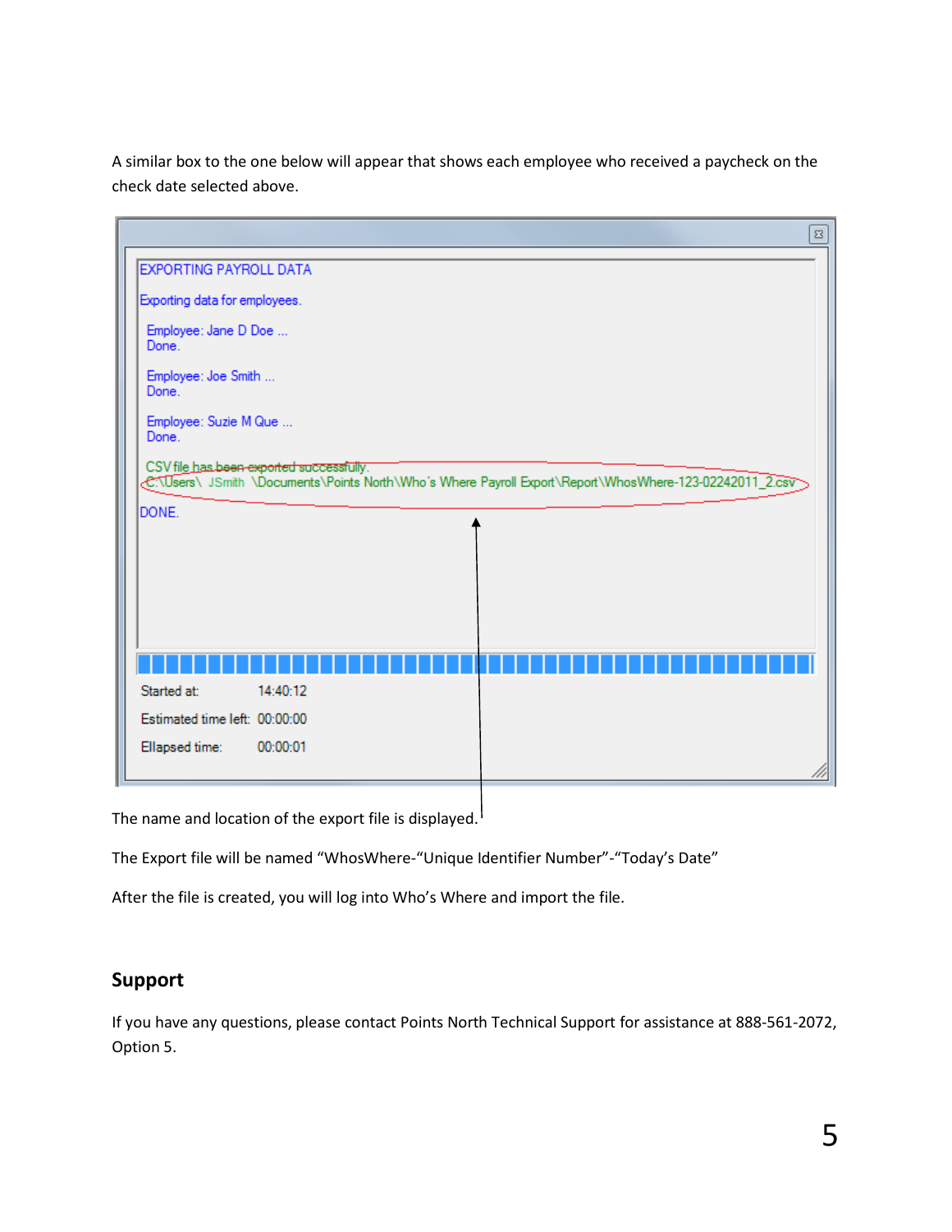A similar box to the one below will appear that shows each employee who received a paycheck on the check date selected above.

EXPORTING PAYROLL DATA

Exporting data for employees.

Employee: Jane D Doe ...
Done.

Employee: Joe Smith ...
Done.

Employee: Suzie M Que ...
Done.

CSV file has been exported successfully.
C:\Users\ JSmith \Documents\Points North\Who's Where Payroll Export\Report\WhosWhere-123-02242011_2.csv

DONE.

Started at: 14:40:12

Estimated time left: 00:00:00

Ellapsed time: 00:00:01

The name and location of the export file is displayed.

The Export file will be named "WhosWhere-"Unique Identifier Number"-"Today's Date"

After the file is created, you will log into Who's Where and import the file.

## Support

If you have any questions, please contact Points North Technical Support for assistance at 888-561-2072, Option 5.